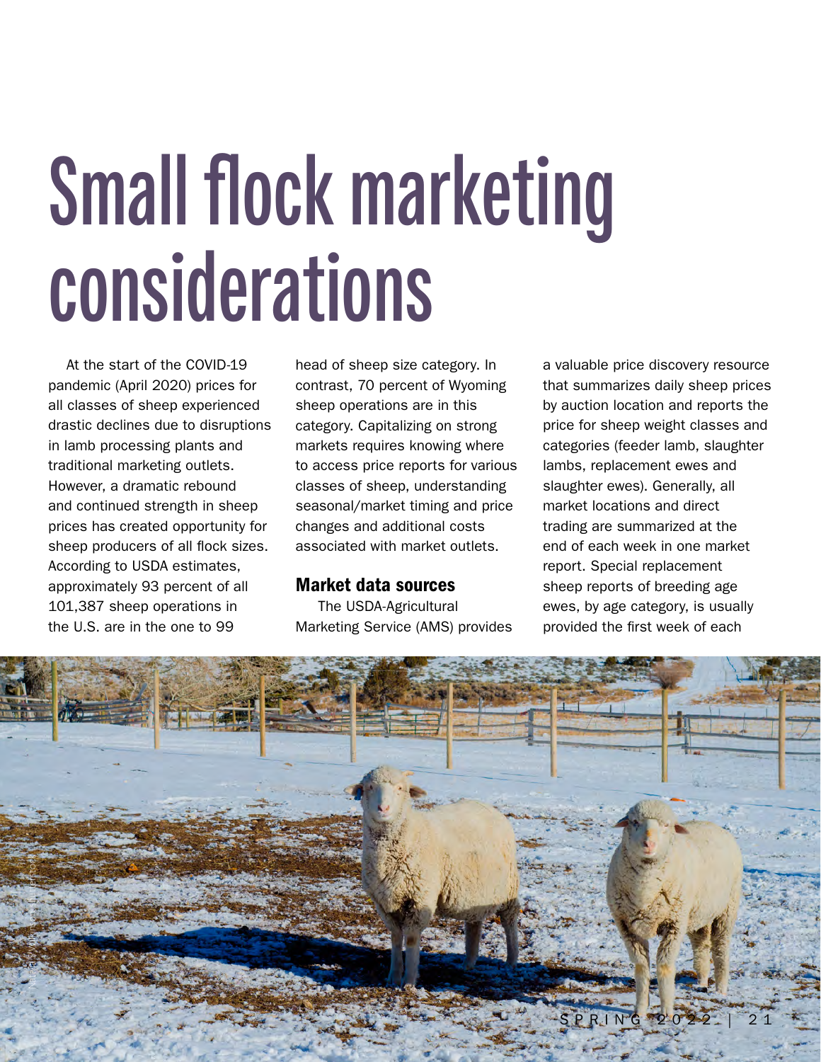# Small flock marketing considerations

At the start of the COVID-19 pandemic (April 2020) prices for all classes of sheep experienced drastic declines due to disruptions in lamb processing plants and traditional marketing outlets. However, a dramatic rebound and continued strength in sheep prices has created opportunity for sheep producers of all flock sizes. According to USDA estimates, approximately 93 percent of all 101,387 sheep operations in the U.S. are in the one to 99 head of sheep size category. In contrast, 70 percent of Wyoming sheep operations are in this category. Capitalizing on strong markets requires knowing where to access price reports for various classes of sheep, understanding seasonal/market timing and price changes and additional costs associated with market outlets.

## Market data sources

The USDA-Agricultural Marketing Service (AMS) provides a valuable price discovery resource that summarizes daily sheep prices by auction location and reports the price for sheep weight classes and categories (feeder lamb, slaughter lambs, replacement ewes and slaughter ewes). Generally, all market locations and direct trading are summarized at the end of each week in one market report. Special replacement sheep reports of breeding age ewes, by age category, is usually provided the first week of each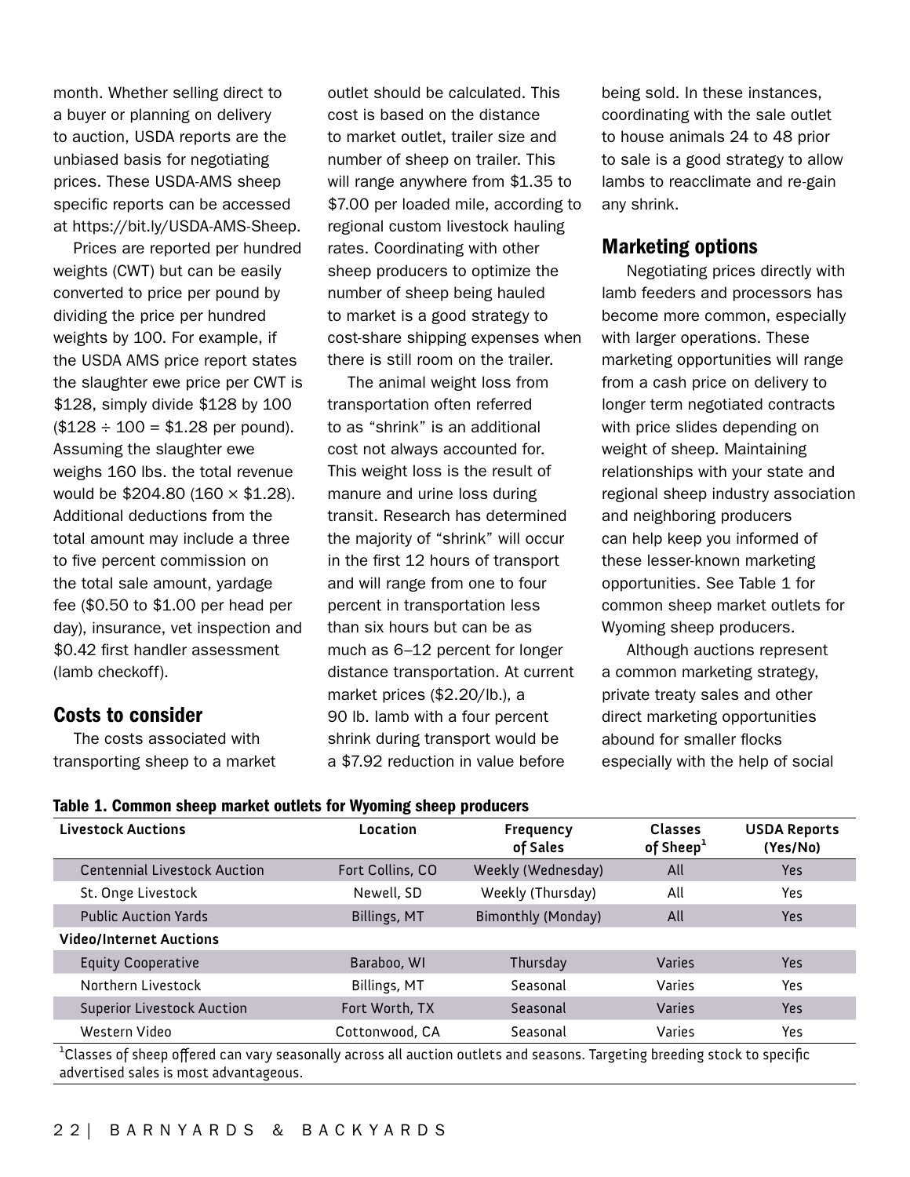month. Whether selling direct to a buyer or planning on delivery to auction, USDA reports are the unbiased basis for negotiating prices. These USDA-AMS sheep specific reports can be accessed at https://bit.ly/USDA-AMS-Sheep.

Prices are reported per hundred weights (CWT) but can be easily converted to price per pound by dividing the price per hundred weights by 100. For example, if the USDA AMS price report states the slaughter ewe price per CWT is $128, simply divide $128 by 100 ($128 ÷ 100 = $1.28 per pound). Assuming the slaughter ewe weighs 160 lbs. the total revenue would be $204.80 (160 × $1.28). Additional deductions from the total amount may include a three to five percent commission on the total sale amount, yardage fee ($0.50 to $1.00 per head per day), insurance, vet inspection and $0.42 first handler assessment (lamb checkoff).

## Costs to consider

The costs associated with transporting sheep to a market outlet should be calculated. This cost is based on the distance to market outlet, trailer size and number of sheep on trailer. This will range anywhere from $1.35 to $7.00 per loaded mile, according to regional custom livestock hauling rates. Coordinating with other sheep producers to optimize the number of sheep being hauled to market is a good strategy to cost-share shipping expenses when there is still room on the trailer.

The animal weight loss from transportation often referred to as "shrink" is an additional cost not always accounted for. This weight loss is the result of manure and urine loss during transit. Research has determined the majority of "shrink" will occur in the first 12 hours of transport and will range from one to four percent in transportation less than six hours but can be as much as 6–12 percent for longer distance transportation. At current market prices ($2.20/lb.), a 90 lb. lamb with a four percent shrink during transport would be a $7.92 reduction in value before being sold. In these instances, coordinating with the sale outlet to house animals 24 to 48 prior to sale is a good strategy to allow lambs to reacclimate and re-gain any shrink.

## Marketing options

Negotiating prices directly with lamb feeders and processors has become more common, especially with larger operations. These marketing opportunities will range from a cash price on delivery to longer term negotiated contracts with price slides depending on weight of sheep. Maintaining relationships with your state and regional sheep industry association and neighboring producers can help keep you informed of these lesser-known marketing opportunities. See Table 1 for common sheep market outlets for Wyoming sheep producers.

Although auctions represent a common marketing strategy, private treaty sales and other direct marketing opportunities abound for smaller flocks especially with the help of social

**Table 1. Common sheep market outlets for Wyoming sheep producers**

| Livestock Auctions | Location | Frequency of Sales | Classes of Sheep[1] | USDA Reports (Yes/No) |
|---|---|---|---|---|
| Centennial Livestock Auction | Fort Collins, CO | Weekly (Wednesday) | All | Yes |
| St. Onge Livestock | Newell, SD | Weekly (Thursday) | All | Yes |
| Public Auction Yards | Billings, MT | Bimonthly (Monday) | All | Yes |
| **Video/Internet Auctions** | | | | |
| Equity Cooperative | Baraboo, WI | Thursday | Varies | Yes |
| Northern Livestock | Billings, MT | Seasonal | Varies | Yes |
| Superior Livestock Auction | Fort Worth, TX | Seasonal | Varies | Yes |
| Western Video | Cottonwood, CA | Seasonal | Varies | Yes |

[1]Classes of sheep offered can vary seasonally across all auction outlets and seasons. Targeting breeding stock to specific advertised sales is most advantageous.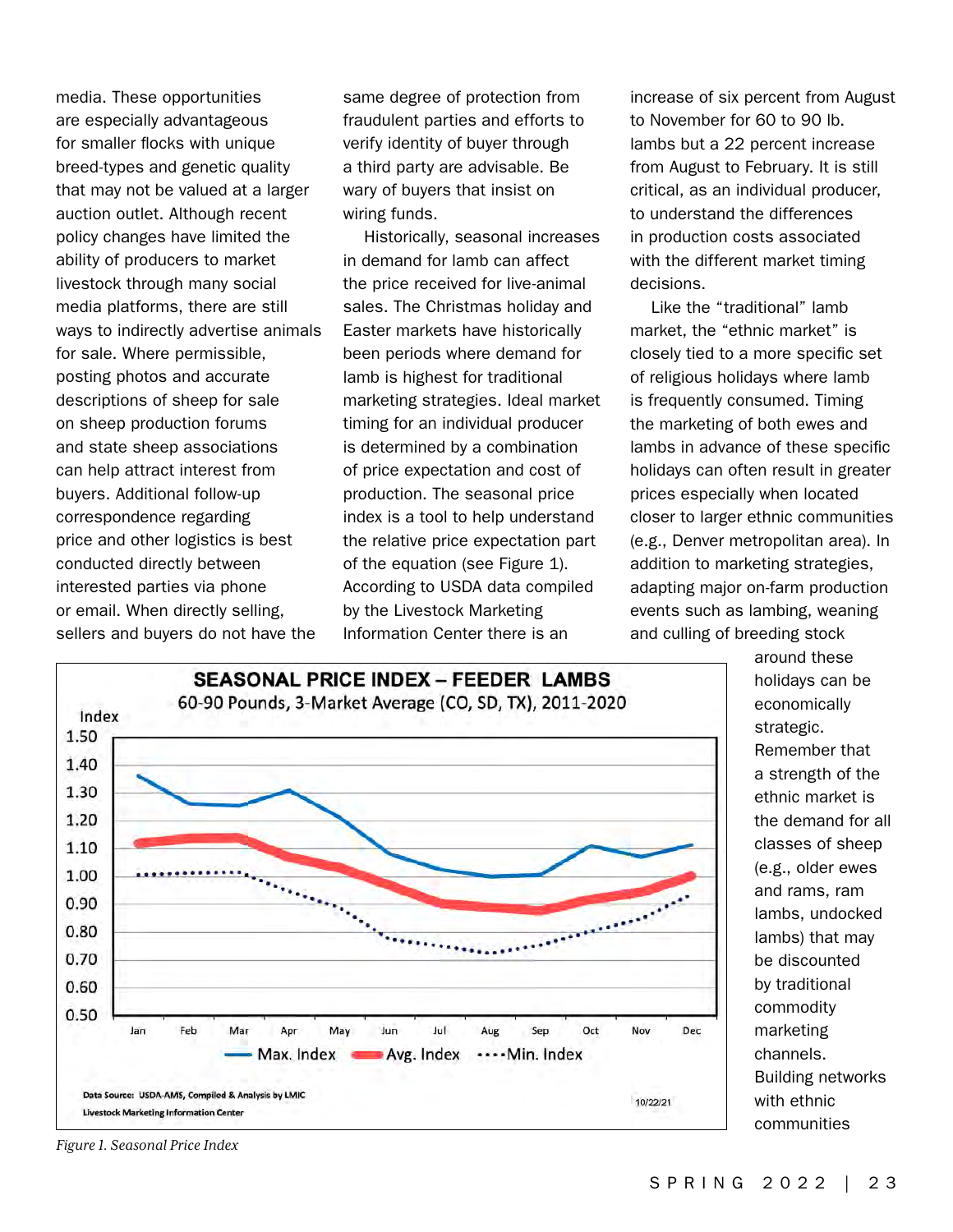media. These opportunities are especially advantageous for smaller flocks with unique breed-types and genetic quality that may not be valued at a larger auction outlet. Although recent policy changes have limited the ability of producers to market livestock through many social media platforms, there are still ways to indirectly advertise animals for sale. Where permissible, posting photos and accurate descriptions of sheep for sale on sheep production forums and state sheep associations can help attract interest from buyers. Additional follow-up correspondence regarding price and other logistics is best conducted directly between interested parties via phone or email. When directly selling, sellers and buyers do not have the same degree of protection from fraudulent parties and efforts to verify identity of buyer through a third party are advisable. Be wary of buyers that insist on wiring funds.

Historically, seasonal increases in demand for lamb can affect the price received for live-animal sales. The Christmas holiday and Easter markets have historically been periods where demand for lamb is highest for traditional marketing strategies. Ideal market timing for an individual producer is determined by a combination of price expectation and cost of production. The seasonal price index is a tool to help understand the relative price expectation part of the equation (see Figure 1). According to USDA data compiled by the Livestock Marketing Information Center there is an increase of six percent from August to November for 60 to 90 lb. lambs but a 22 percent increase from August to February. It is still critical, as an individual producer, to understand the differences in production costs associated with the different market timing decisions.

Like the "traditional" lamb market, the "ethnic market" is closely tied to a more specific set of religious holidays where lamb is frequently consumed. Timing the marketing of both ewes and lambs in advance of these specific holidays can often result in greater prices especially when located closer to larger ethnic communities (e.g., Denver metropolitan area). In addition to marketing strategies, adapting major on-farm production events such as lambing, weaning and culling of breeding stock around these holidays can be economically strategic. Remember that a strength of the ethnic market is the demand for all classes of sheep (e.g., older ewes and rams, ram lambs, undocked lambs) that may be discounted by traditional commodity marketing channels. Building networks with ethnic communities

**SEASONAL PRICE INDEX – FEEDER LAMBS**
60-90 Pounds, 3-Market Average (CO, SD, TX), 2011-2020

Data Source: USDA-AMS, Compiled & Analysis by LMIC
Livestock Marketing Information Center
10/22/21

*Figure 1. Seasonal Price Index*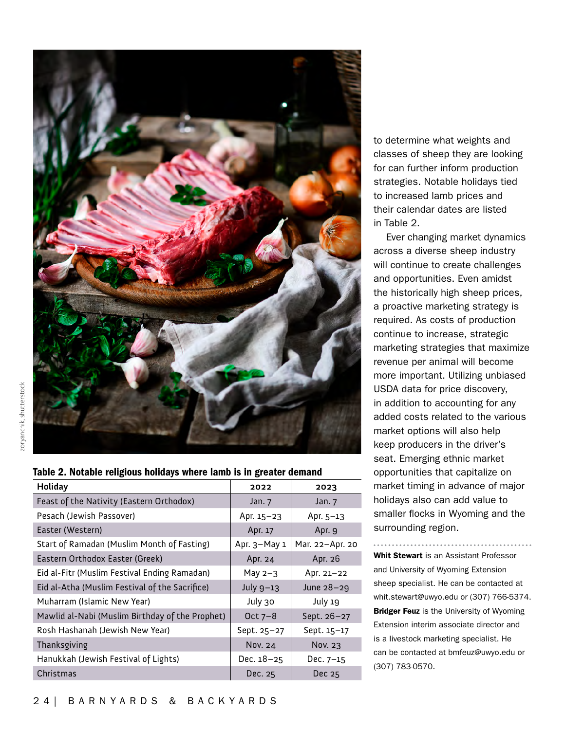**Table 2. Notable religious holidays where lamb is in greater demand**

| Holiday | 2022 | 2023 |
|---|---|---|
| Feast of the Nativity (Eastern Orthodox) | Jan. 7 | Jan. 7 |
| Pesach (Jewish Passover) | Apr. 15–23 | Apr. 5–13 |
| Easter (Western) | Apr. 17 | Apr. 9 |
| Start of Ramadan (Muslim Month of Fasting) | Apr. 3–May 1 | Mar. 22–Apr. 20 |
| Eastern Orthodox Easter (Greek) | Apr. 24 | Apr. 26 |
| Eid al-Fitr (Muslim Festival Ending Ramadan) | May 2–3 | Apr. 21–22 |
| Eid al-Atha (Muslim Festival of the Sacrifice) | July 9–13 | June 28–29 |
| Muharram (Islamic New Year) | July 30 | July 19 |
| Mawlid al-Nabi (Muslim Birthday of the Prophet) | Oct 7–8 | Sept. 26–27 |
| Rosh Hashanah (Jewish New Year) | Sept. 25–27 | Sept. 15–17 |
| Thanksgiving | Nov. 24 | Nov. 23 |
| Hanukkah (Jewish Festival of Lights) | Dec. 18–25 | Dec. 7–15 |
| Christmas | Dec. 25 | Dec 25 |

to determine what weights and classes of sheep they are looking for can further inform production strategies. Notable holidays tied to increased lamb prices and their calendar dates are listed in Table 2.

Ever changing market dynamics across a diverse sheep industry will continue to create challenges and opportunities. Even amidst the historically high sheep prices, a proactive marketing strategy is required. As costs of production continue to increase, strategic marketing strategies that maximize revenue per animal will become more important. Utilizing unbiased USDA data for price discovery, in addition to accounting for any added costs related to the various market options will also help keep producers in the driver's seat. Emerging ethnic market opportunities that capitalize on market timing in advance of major holidays also can add value to smaller flocks in Wyoming and the surrounding region.

**Whit Stewart** is an Assistant Professor and University of Wyoming Extension sheep specialist. He can be contacted at whit.stewart@uwyo.edu or (307) 766-5374. **Bridger Feuz** is the University of Wyoming Extension interim associate director and is a livestock marketing specialist. He can be contacted at bmfeuz@uwyo.edu or (307) 783-0570.